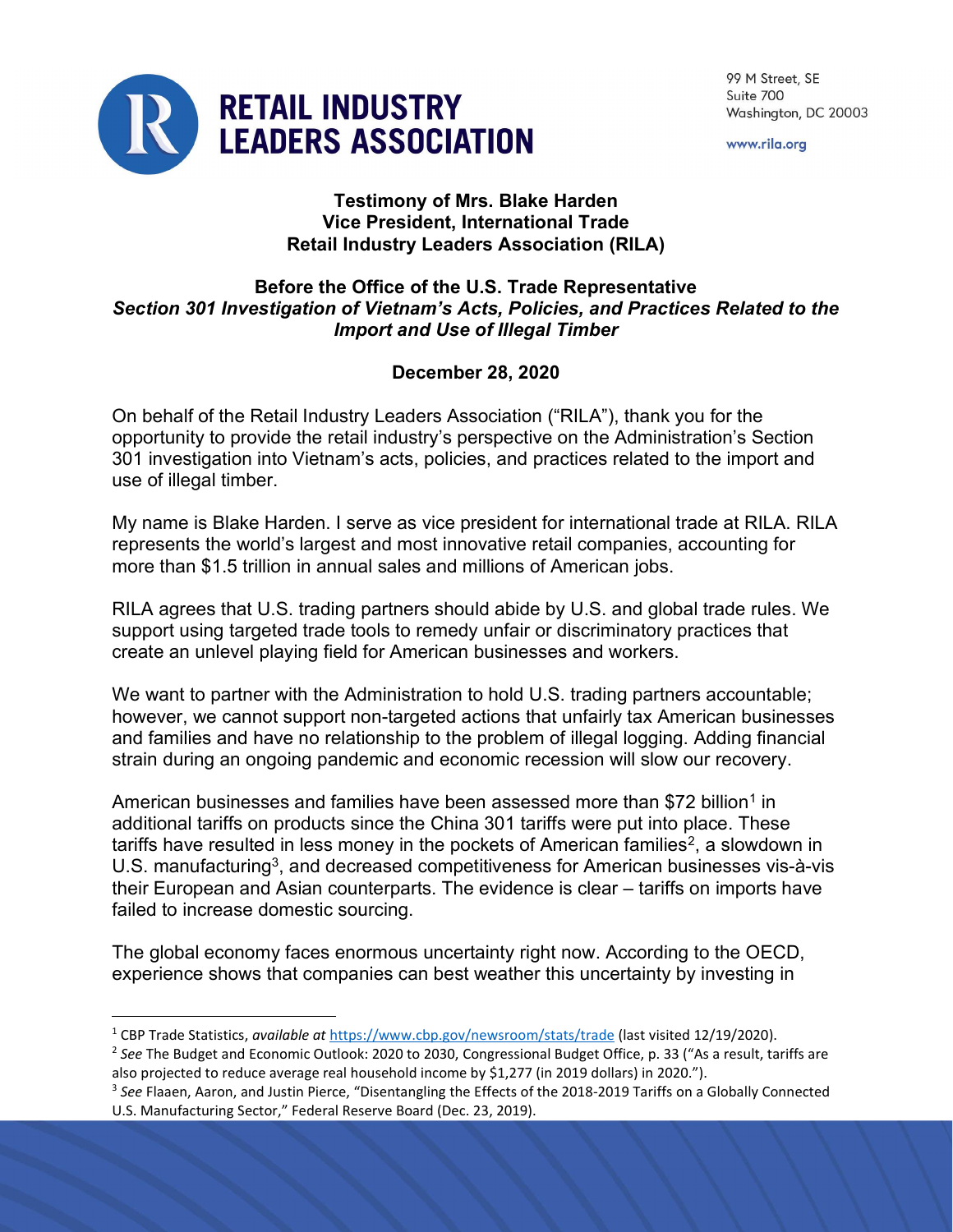RETAIL INDUSTRY LEADERS ASSOCIATION

99 M Street, SE
Suite 700
Washington, DC 20003

www.rila.org

**Testimony of Mrs. Blake Harden**
**Vice President, International Trade**
**Retail Industry Leaders Association (RILA)**

**Before the Office of the U.S. Trade Representative**
***Section 301 Investigation of Vietnam's Acts, Policies, and Practices Related to the Import and Use of Illegal Timber***

**December 28, 2020**

On behalf of the Retail Industry Leaders Association ("RILA"), thank you for the opportunity to provide the retail industry's perspective on the Administration's Section 301 investigation into Vietnam's acts, policies, and practices related to the import and use of illegal timber.

My name is Blake Harden. I serve as vice president for international trade at RILA. RILA represents the world's largest and most innovative retail companies, accounting for more than $1.5 trillion in annual sales and millions of American jobs.

RILA agrees that U.S. trading partners should abide by U.S. and global trade rules. We support using targeted trade tools to remedy unfair or discriminatory practices that create an unlevel playing field for American businesses and workers.

We want to partner with the Administration to hold U.S. trading partners accountable; however, we cannot support non-targeted actions that unfairly tax American businesses and families and have no relationship to the problem of illegal logging. Adding financial strain during an ongoing pandemic and economic recession will slow our recovery.

American businesses and families have been assessed more than $72 billion[1] in additional tariffs on products since the China 301 tariffs were put into place. These tariffs have resulted in less money in the pockets of American families[2], a slowdown in U.S. manufacturing[3], and decreased competitiveness for American businesses vis-à-vis their European and Asian counterparts. The evidence is clear – tariffs on imports have failed to increase domestic sourcing.

The global economy faces enormous uncertainty right now. According to the OECD, experience shows that companies can best weather this uncertainty by investing in

---

[1] CBP Trade Statistics, *available at* https://www.cbp.gov/newsroom/stats/trade (last visited 12/19/2020).

[2] *See* The Budget and Economic Outlook: 2020 to 2030, Congressional Budget Office, p. 33 ("As a result, tariffs are also projected to reduce average real household income by $1,277 (in 2019 dollars) in 2020.").

[3] *See* Flaaen, Aaron, and Justin Pierce, "Disentangling the Effects of the 2018-2019 Tariffs on a Globally Connected U.S. Manufacturing Sector," Federal Reserve Board (Dec. 23, 2019).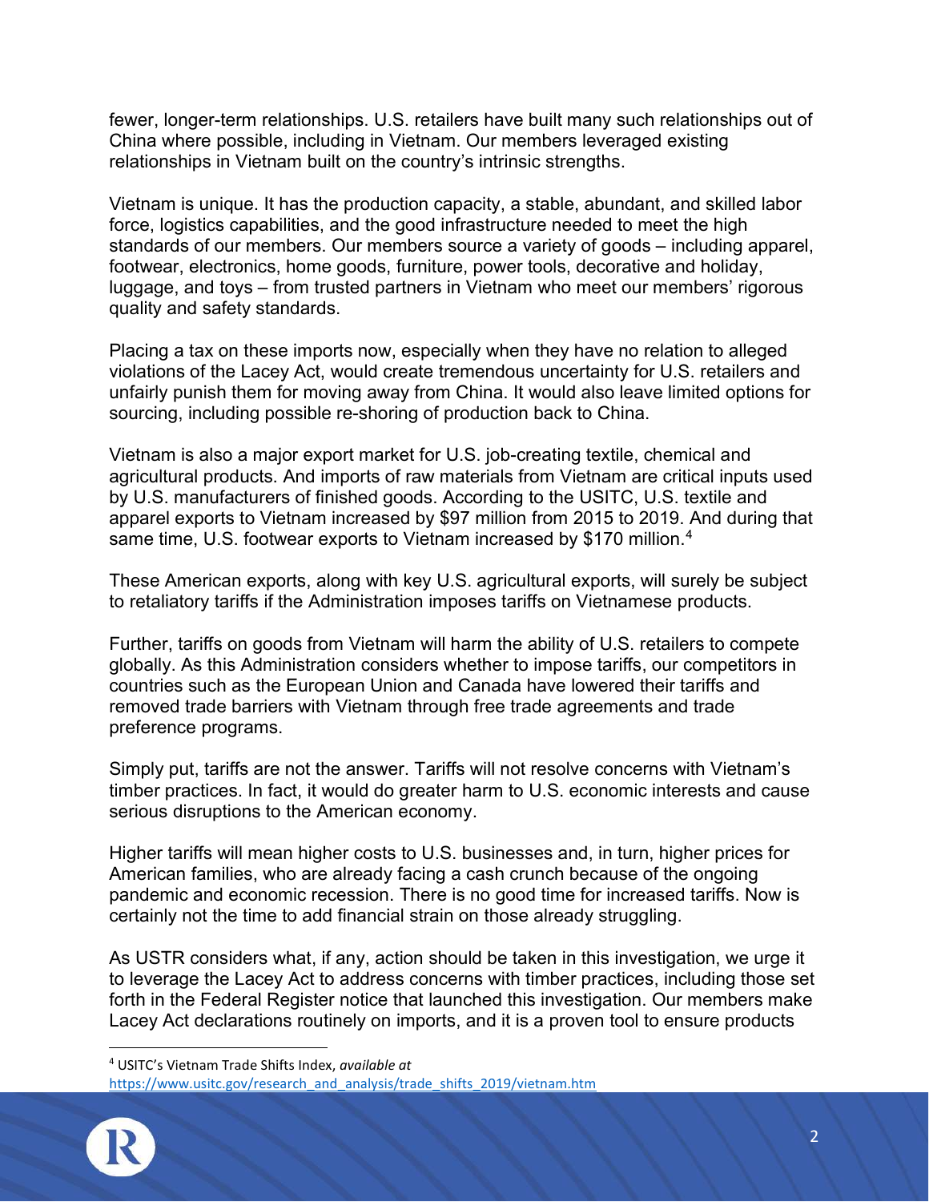fewer, longer-term relationships. U.S. retailers have built many such relationships out of China where possible, including in Vietnam. Our members leveraged existing relationships in Vietnam built on the country's intrinsic strengths.

Vietnam is unique. It has the production capacity, a stable, abundant, and skilled labor force, logistics capabilities, and the good infrastructure needed to meet the high standards of our members. Our members source a variety of goods – including apparel, footwear, electronics, home goods, furniture, power tools, decorative and holiday, luggage, and toys – from trusted partners in Vietnam who meet our members' rigorous quality and safety standards.

Placing a tax on these imports now, especially when they have no relation to alleged violations of the Lacey Act, would create tremendous uncertainty for U.S. retailers and unfairly punish them for moving away from China. It would also leave limited options for sourcing, including possible re-shoring of production back to China.

Vietnam is also a major export market for U.S. job-creating textile, chemical and agricultural products. And imports of raw materials from Vietnam are critical inputs used by U.S. manufacturers of finished goods. According to the USITC, U.S. textile and apparel exports to Vietnam increased by $97 million from 2015 to 2019. And during that same time, U.S. footwear exports to Vietnam increased by $170 million.[4]

These American exports, along with key U.S. agricultural exports, will surely be subject to retaliatory tariffs if the Administration imposes tariffs on Vietnamese products.

Further, tariffs on goods from Vietnam will harm the ability of U.S. retailers to compete globally. As this Administration considers whether to impose tariffs, our competitors in countries such as the European Union and Canada have lowered their tariffs and removed trade barriers with Vietnam through free trade agreements and trade preference programs.

Simply put, tariffs are not the answer. Tariffs will not resolve concerns with Vietnam's timber practices. In fact, it would do greater harm to U.S. economic interests and cause serious disruptions to the American economy.

Higher tariffs will mean higher costs to U.S. businesses and, in turn, higher prices for American families, who are already facing a cash crunch because of the ongoing pandemic and economic recession. There is no good time for increased tariffs. Now is certainly not the time to add financial strain on those already struggling.

As USTR considers what, if any, action should be taken in this investigation, we urge it to leverage the Lacey Act to address concerns with timber practices, including those set forth in the Federal Register notice that launched this investigation. Our members make Lacey Act declarations routinely on imports, and it is a proven tool to ensure products

---

[4] USITC's Vietnam Trade Shifts Index, *available at* https://www.usitc.gov/research_and_analysis/trade_shifts_2019/vietnam.htm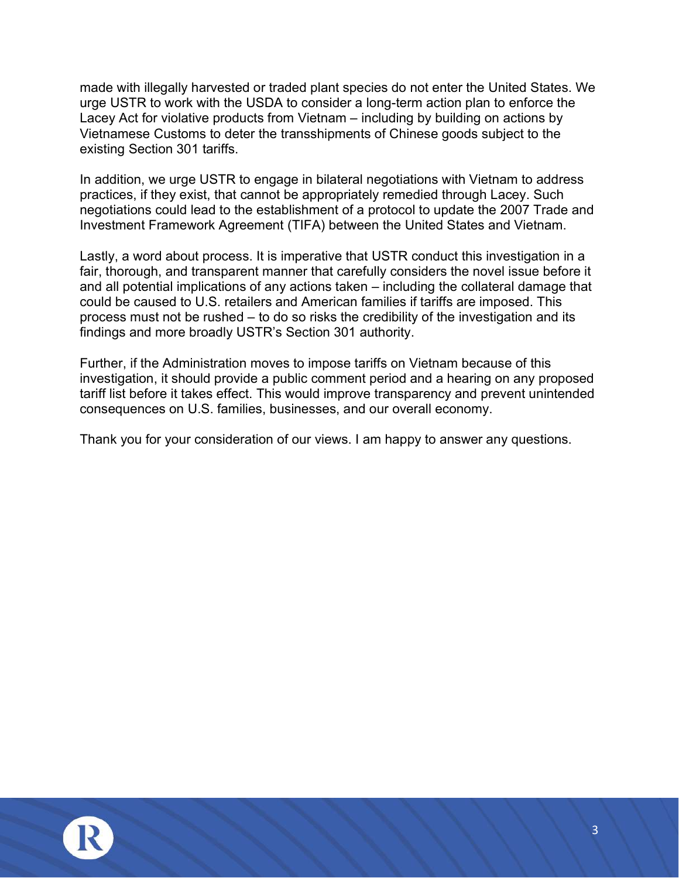made with illegally harvested or traded plant species do not enter the United States. We urge USTR to work with the USDA to consider a long-term action plan to enforce the Lacey Act for violative products from Vietnam – including by building on actions by Vietnamese Customs to deter the transshipments of Chinese goods subject to the existing Section 301 tariffs.

In addition, we urge USTR to engage in bilateral negotiations with Vietnam to address practices, if they exist, that cannot be appropriately remedied through Lacey. Such negotiations could lead to the establishment of a protocol to update the 2007 Trade and Investment Framework Agreement (TIFA) between the United States and Vietnam.

Lastly, a word about process. It is imperative that USTR conduct this investigation in a fair, thorough, and transparent manner that carefully considers the novel issue before it and all potential implications of any actions taken – including the collateral damage that could be caused to U.S. retailers and American families if tariffs are imposed. This process must not be rushed – to do so risks the credibility of the investigation and its findings and more broadly USTR's Section 301 authority.

Further, if the Administration moves to impose tariffs on Vietnam because of this investigation, it should provide a public comment period and a hearing on any proposed tariff list before it takes effect. This would improve transparency and prevent unintended consequences on U.S. families, businesses, and our overall economy.

Thank you for your consideration of our views. I am happy to answer any questions.